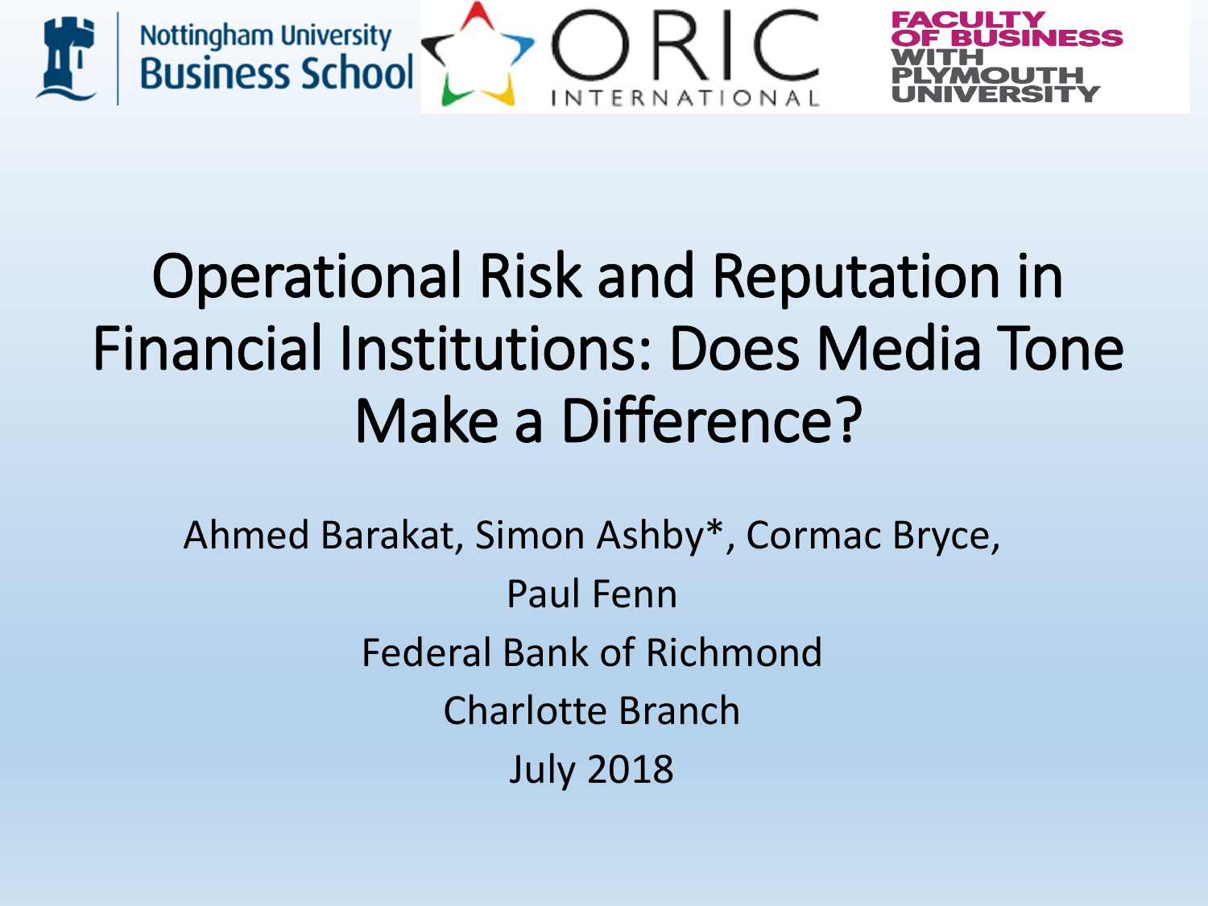Nottingham University Business School

ORIC INTERNATIONAL

FACULTY OF BUSINESS WITH PLYMOUTH UNIVERSITY

# Operational Risk and Reputation in Financial Institutions: Does Media Tone Make a Difference?

Ahmed Barakat, Simon Ashby*, Cormac Bryce,

Paul Fenn

Federal Bank of Richmond

Charlotte Branch

July 2018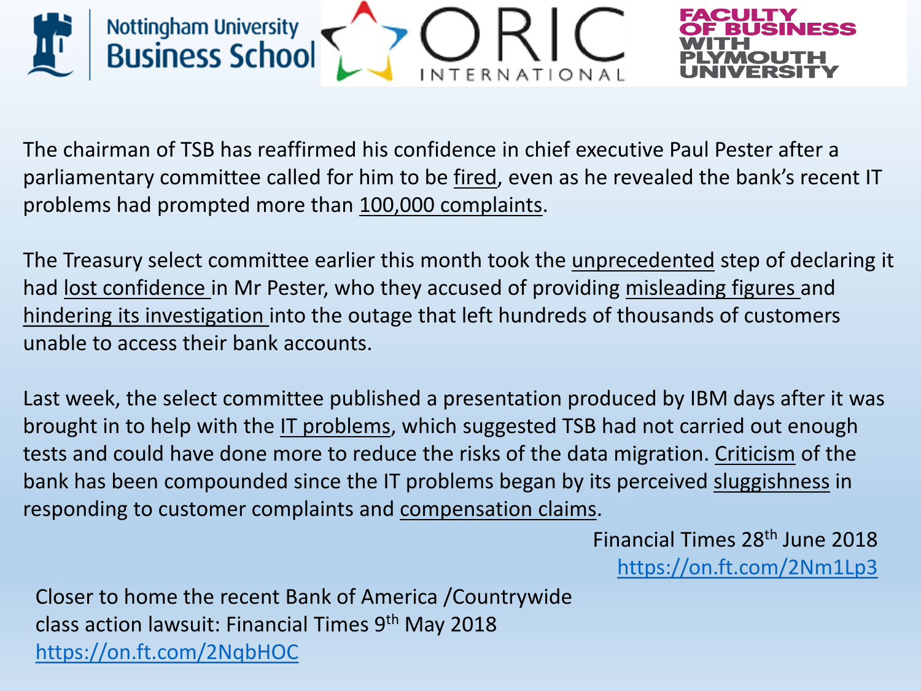The chairman of TSB has reaffirmed his confidence in chief executive Paul Pester after a parliamentary committee called for him to be fired, even as he revealed the bank's recent IT problems had prompted more than 100,000 complaints.

The Treasury select committee earlier this month took the unprecedented step of declaring it had lost confidence in Mr Pester, who they accused of providing misleading figures and hindering its investigation into the outage that left hundreds of thousands of customers unable to access their bank accounts.

Last week, the select committee published a presentation produced by IBM days after it was brought in to help with the IT problems, which suggested TSB had not carried out enough tests and could have done more to reduce the risks of the data migration. Criticism of the bank has been compounded since the IT problems began by its perceived sluggishness in responding to customer complaints and compensation claims.

Financial Times 28th June 2018
https://on.ft.com/2Nm1Lp3

Closer to home the recent Bank of America /Countrywide class action lawsuit: Financial Times 9th May 2018
https://on.ft.com/2NqbHOC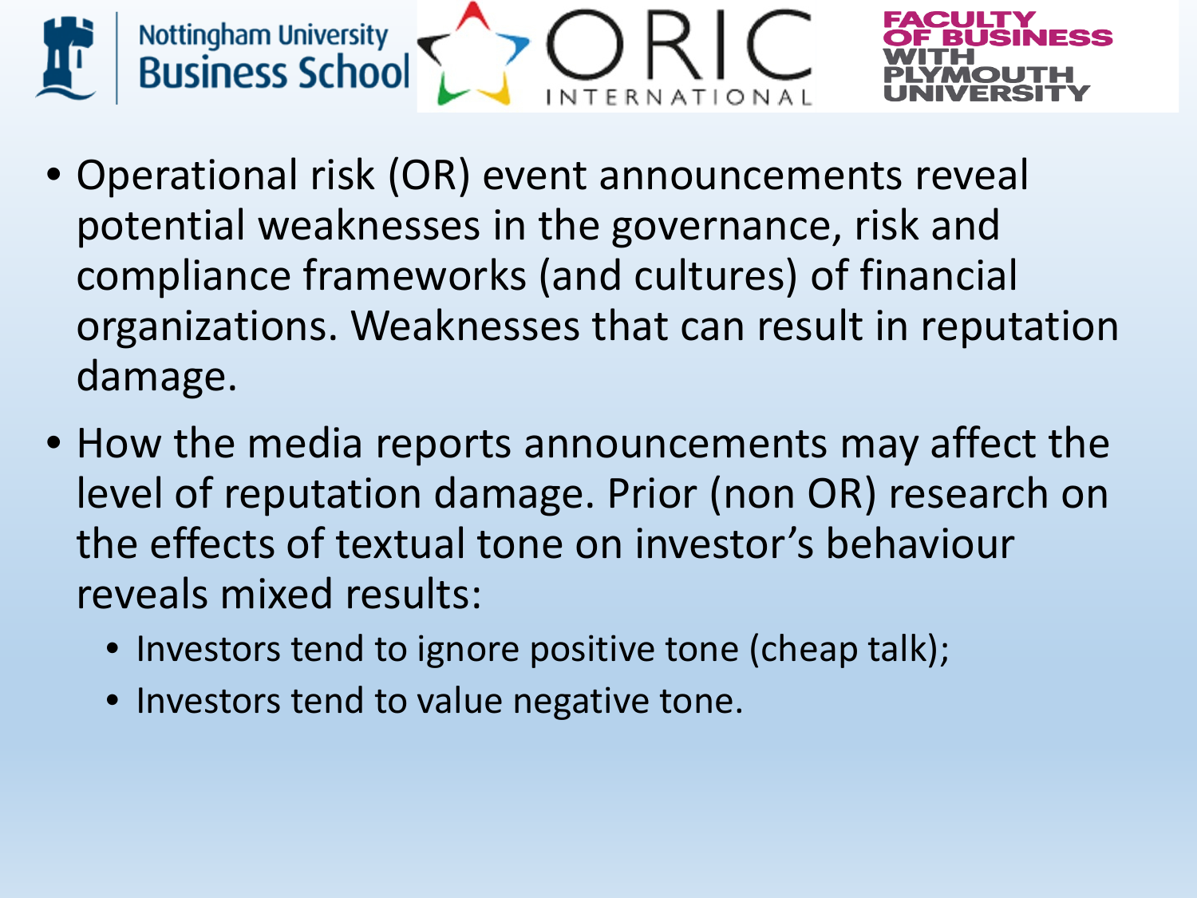- Operational risk (OR) event announcements reveal potential weaknesses in the governance, risk and compliance frameworks (and cultures) of financial organizations. Weaknesses that can result in reputation damage.
- How the media reports announcements may affect the level of reputation damage. Prior (non OR) research on the effects of textual tone on investor's behaviour reveals mixed results:
  - Investors tend to ignore positive tone (cheap talk);
  - Investors tend to value negative tone.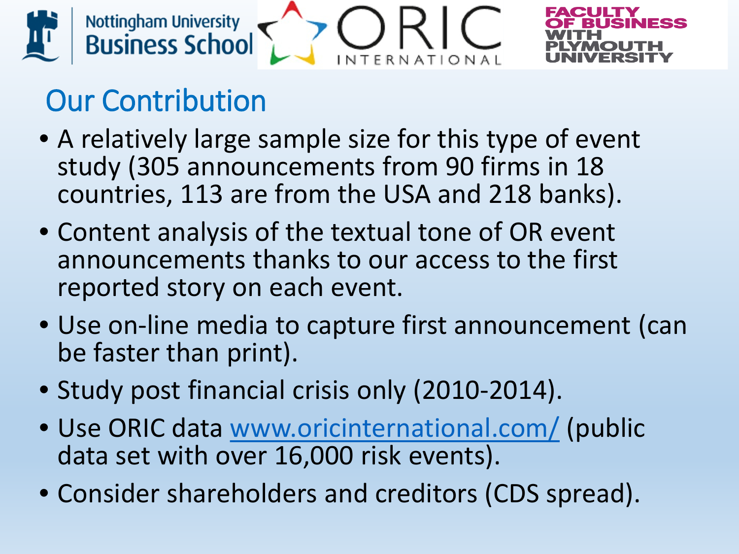# Our Contribution

- A relatively large sample size for this type of event study (305 announcements from 90 firms in 18 countries, 113 are from the USA and 218 banks).
- Content analysis of the textual tone of OR event announcements thanks to our access to the first reported story on each event.
- Use on-line media to capture first announcement (can be faster than print).
- Study post financial crisis only (2010-2014).
- Use ORIC data www.oricinternational.com/ (public data set with over 16,000 risk events).
- Consider shareholders and creditors (CDS spread).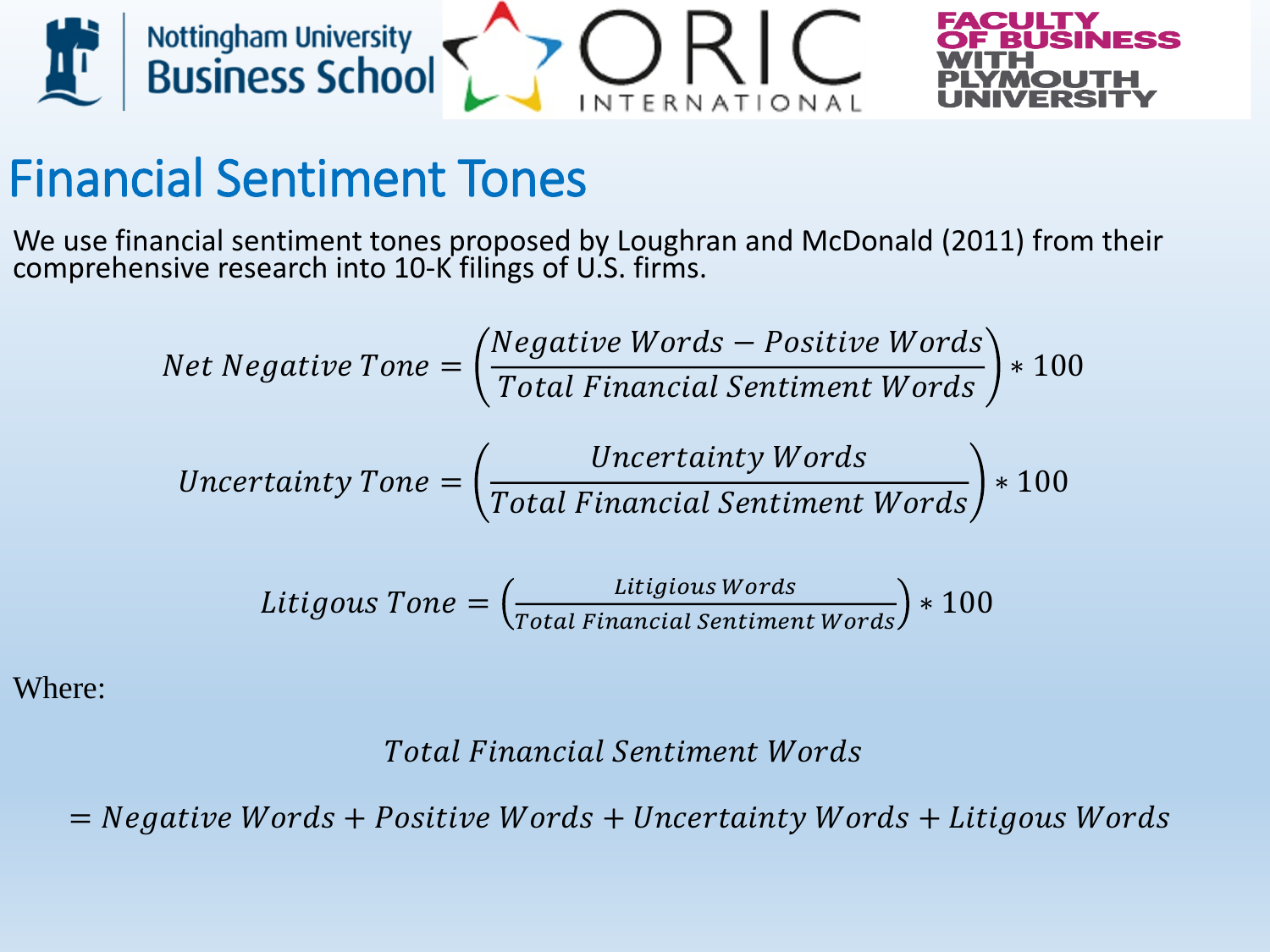# Financial Sentiment Tones

We use financial sentiment tones proposed by Loughran and McDonald (2011) from their comprehensive research into 10-K filings of U.S. firms.

$$Net\ Negative\ Tone = \left(\frac{Negative\ Words - Positive\ Words}{Total\ Financial\ Sentiment\ Words}\right) * 100$$

$$Uncertainty\ Tone = \left(\frac{Uncertainty\ Words}{Total\ Financial\ Sentiment\ Words}\right) * 100$$

$$Litigous\ Tone = \left(\frac{Litigious\ Words}{Total\ Financial\ Sentiment\ Words}\right) * 100$$

Where:

$$Total\ Financial\ Sentiment\ Words$$
$$= Negative\ Words + Positive\ Words + Uncertainty\ Words + Litigous\ Words$$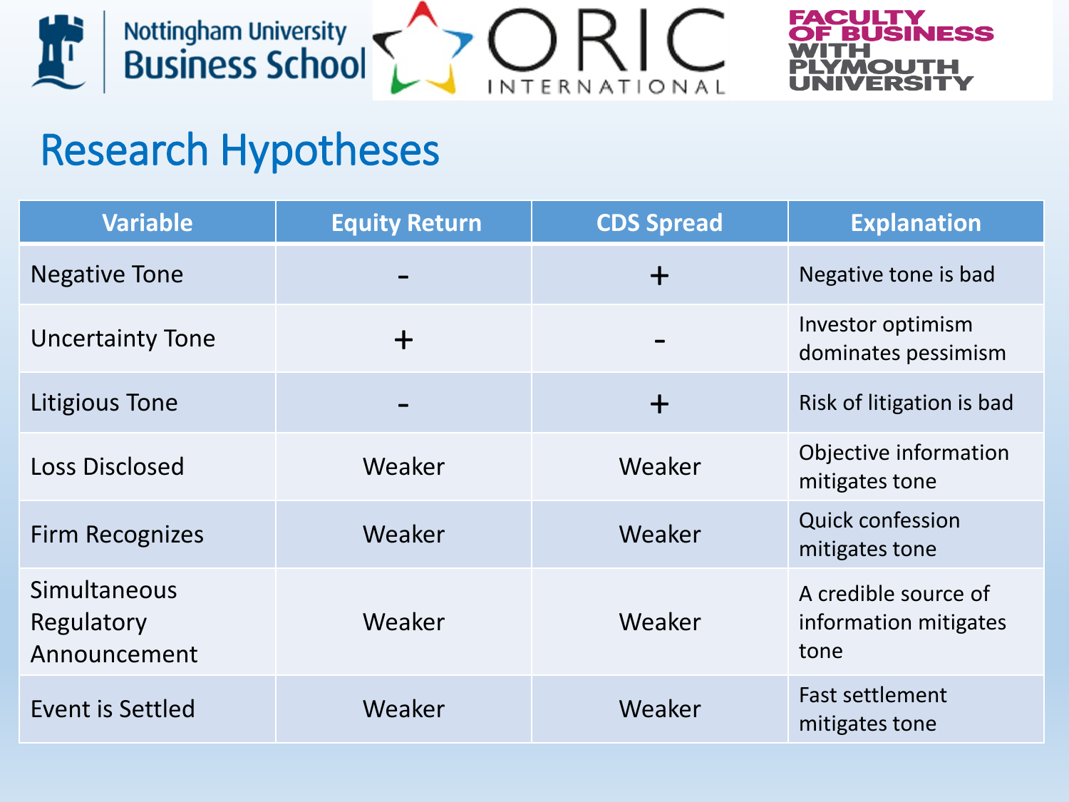# Research Hypotheses

| Variable | Equity Return | CDS Spread | Explanation |
|---|---|---|---|
| Negative Tone | - | + | Negative tone is bad |
| Uncertainty Tone | + | - | Investor optimism dominates pessimism |
| Litigious Tone | - | + | Risk of litigation is bad |
| Loss Disclosed | Weaker | Weaker | Objective information mitigates tone |
| Firm Recognizes | Weaker | Weaker | Quick confession mitigates tone |
| Simultaneous Regulatory Announcement | Weaker | Weaker | A credible source of information mitigates tone |
| Event is Settled | Weaker | Weaker | Fast settlement mitigates tone |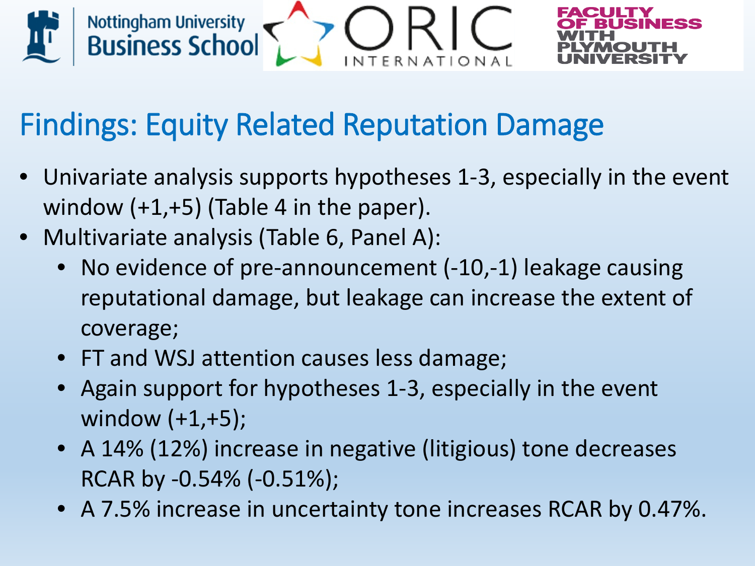## Findings: Equity Related Reputation Damage

- Univariate analysis supports hypotheses 1-3, especially in the event window (+1,+5) (Table 4 in the paper).
- Multivariate analysis (Table 6, Panel A):
  - No evidence of pre-announcement (-10,-1) leakage causing reputational damage, but leakage can increase the extent of coverage;
  - FT and WSJ attention causes less damage;
  - Again support for hypotheses 1-3, especially in the event window (+1,+5);
  - A 14% (12%) increase in negative (litigious) tone decreases RCAR by -0.54% (-0.51%);
  - A 7.5% increase in uncertainty tone increases RCAR by 0.47%.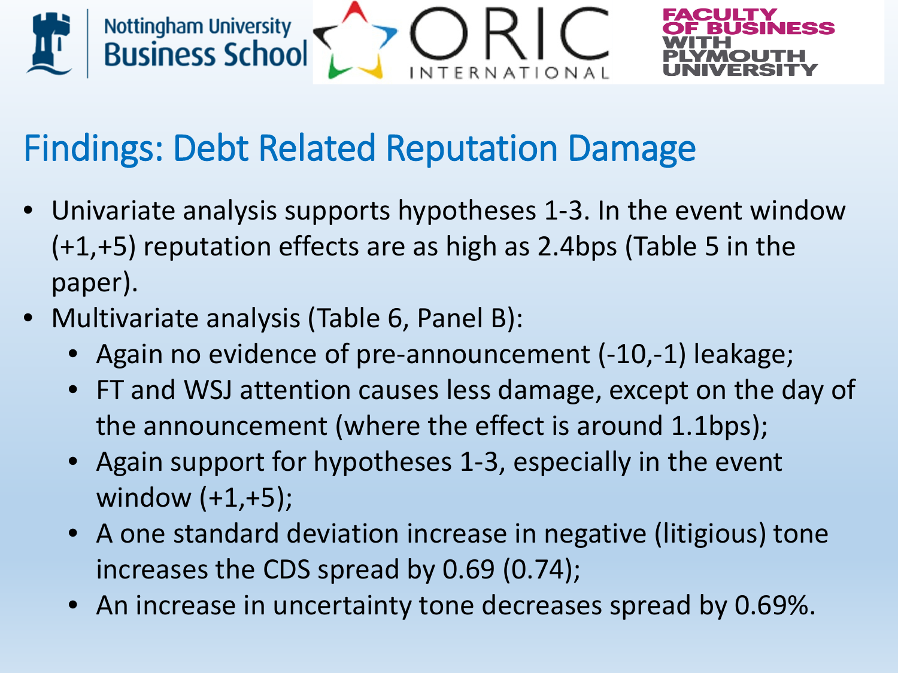## Findings: Debt Related Reputation Damage

- Univariate analysis supports hypotheses 1-3. In the event window (+1,+5) reputation effects are as high as 2.4bps (Table 5 in the paper).
- Multivariate analysis (Table 6, Panel B):
  - Again no evidence of pre-announcement (-10,-1) leakage;
  - FT and WSJ attention causes less damage, except on the day of the announcement (where the effect is around 1.1bps);
  - Again support for hypotheses 1-3, especially in the event window (+1,+5);
  - A one standard deviation increase in negative (litigious) tone increases the CDS spread by 0.69 (0.74);
  - An increase in uncertainty tone decreases spread by 0.69%.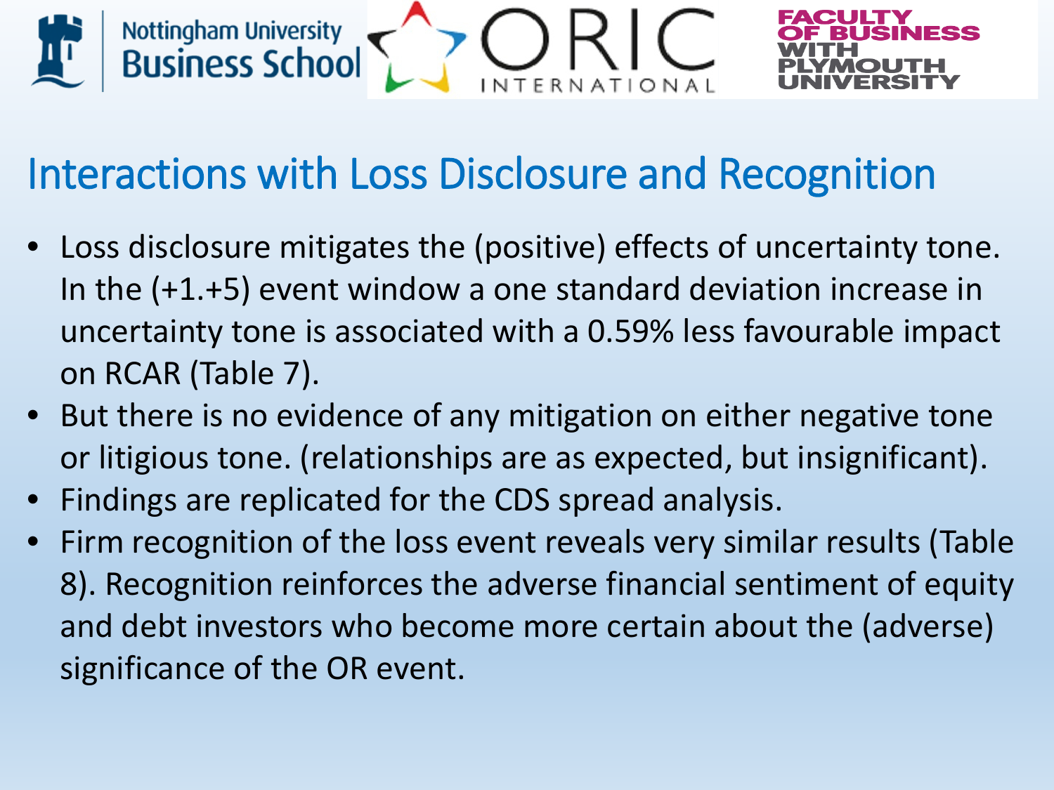## Interactions with Loss Disclosure and Recognition

- Loss disclosure mitigates the (positive) effects of uncertainty tone. In the (+1.+5) event window a one standard deviation increase in uncertainty tone is associated with a 0.59% less favourable impact on RCAR (Table 7).
- But there is no evidence of any mitigation on either negative tone or litigious tone. (relationships are as expected, but insignificant).
- Findings are replicated for the CDS spread analysis.
- Firm recognition of the loss event reveals very similar results (Table 8). Recognition reinforces the adverse financial sentiment of equity and debt investors who become more certain about the (adverse) significance of the OR event.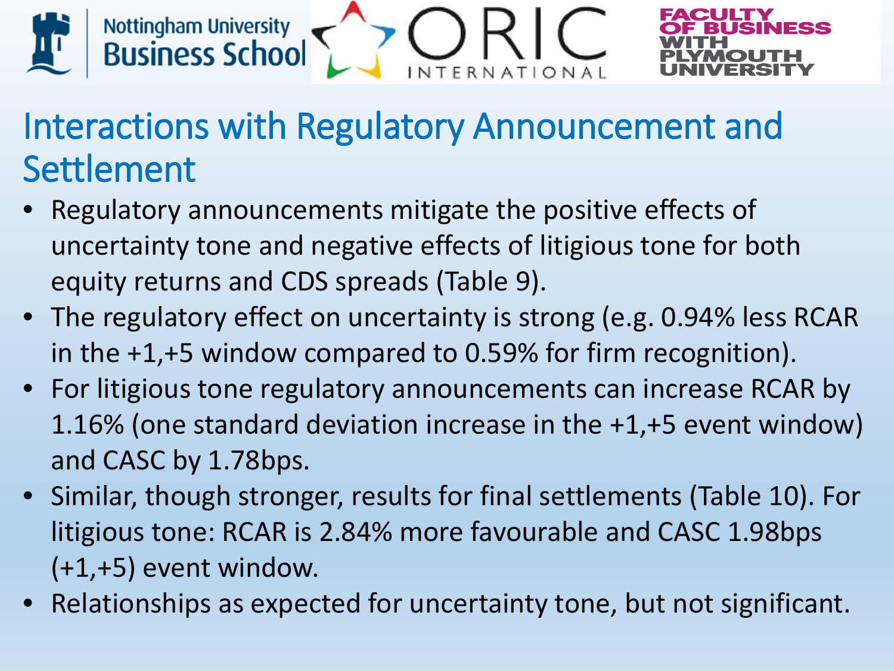# Interactions with Regulatory Announcement and Settlement

- Regulatory announcements mitigate the positive effects of uncertainty tone and negative effects of litigious tone for both equity returns and CDS spreads (Table 9).
- The regulatory effect on uncertainty is strong (e.g. 0.94% less RCAR in the +1,+5 window compared to 0.59% for firm recognition).
- For litigious tone regulatory announcements can increase RCAR by 1.16% (one standard deviation increase in the +1,+5 event window) and CASC by 1.78bps.
- Similar, though stronger, results for final settlements (Table 10). For litigious tone: RCAR is 2.84% more favourable and CASC 1.98bps (+1,+5) event window.
- Relationships as expected for uncertainty tone, but not significant.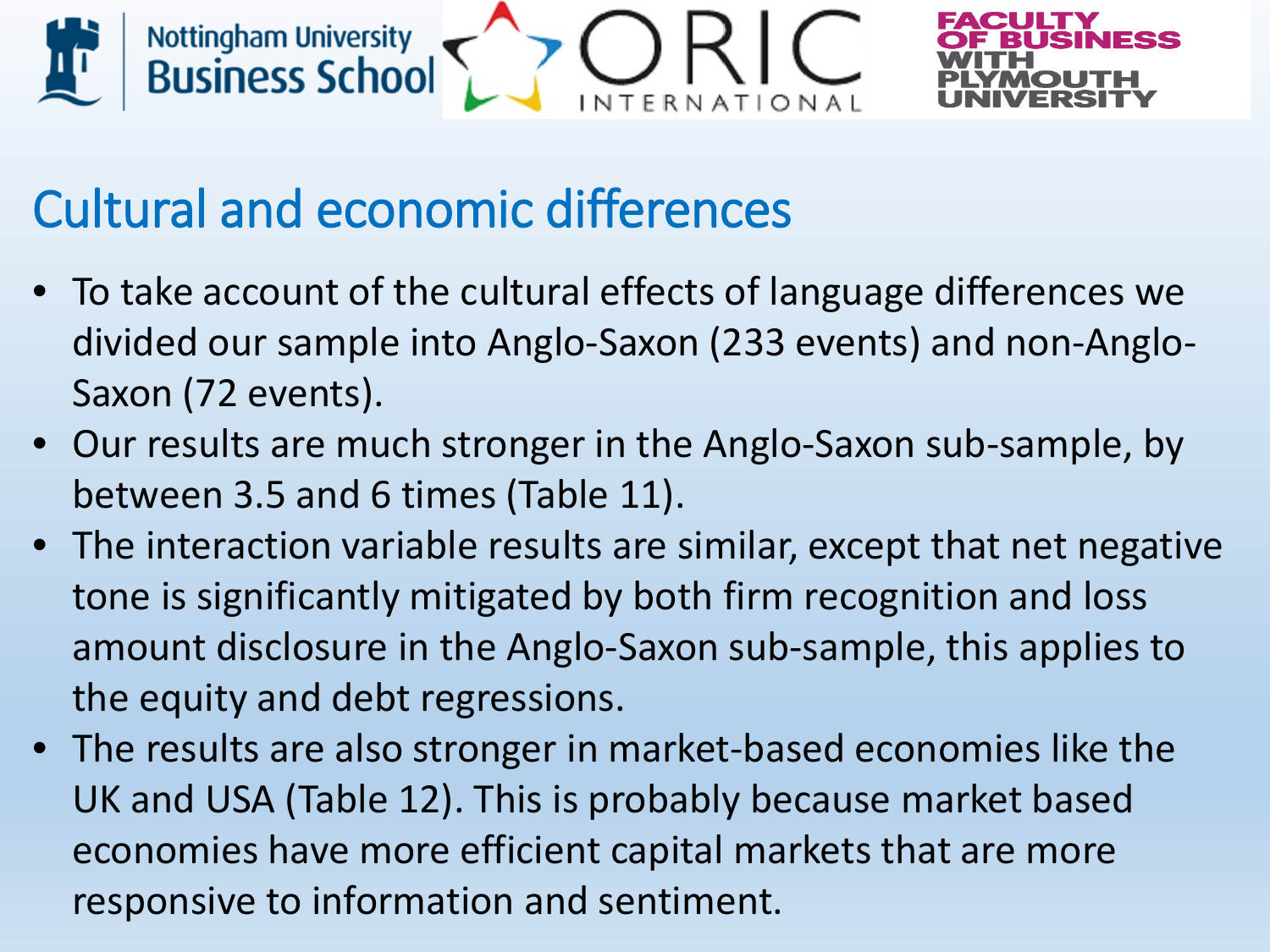## Cultural and economic differences

- To take account of the cultural effects of language differences we divided our sample into Anglo-Saxon (233 events) and non-Anglo-Saxon (72 events).
- Our results are much stronger in the Anglo-Saxon sub-sample, by between 3.5 and 6 times (Table 11).
- The interaction variable results are similar, except that net negative tone is significantly mitigated by both firm recognition and loss amount disclosure in the Anglo-Saxon sub-sample, this applies to the equity and debt regressions.
- The results are also stronger in market-based economies like the UK and USA (Table 12). This is probably because market based economies have more efficient capital markets that are more responsive to information and sentiment.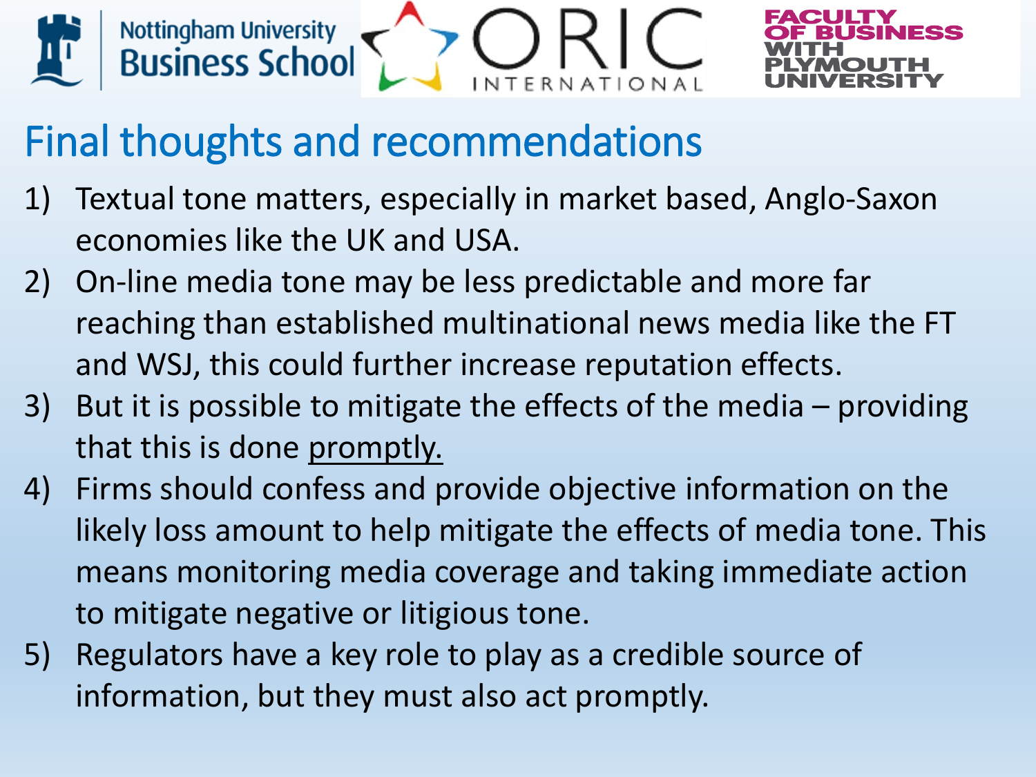# Final thoughts and recommendations

1) Textual tone matters, especially in market based, Anglo-Saxon economies like the UK and USA.
2) On-line media tone may be less predictable and more far reaching than established multinational news media like the FT and WSJ, this could further increase reputation effects.
3) But it is possible to mitigate the effects of the media – providing that this is done <u>promptly.</u>
4) Firms should confess and provide objective information on the likely loss amount to help mitigate the effects of media tone. This means monitoring media coverage and taking immediate action to mitigate negative or litigious tone.
5) Regulators have a key role to play as a credible source of information, but they must also act promptly.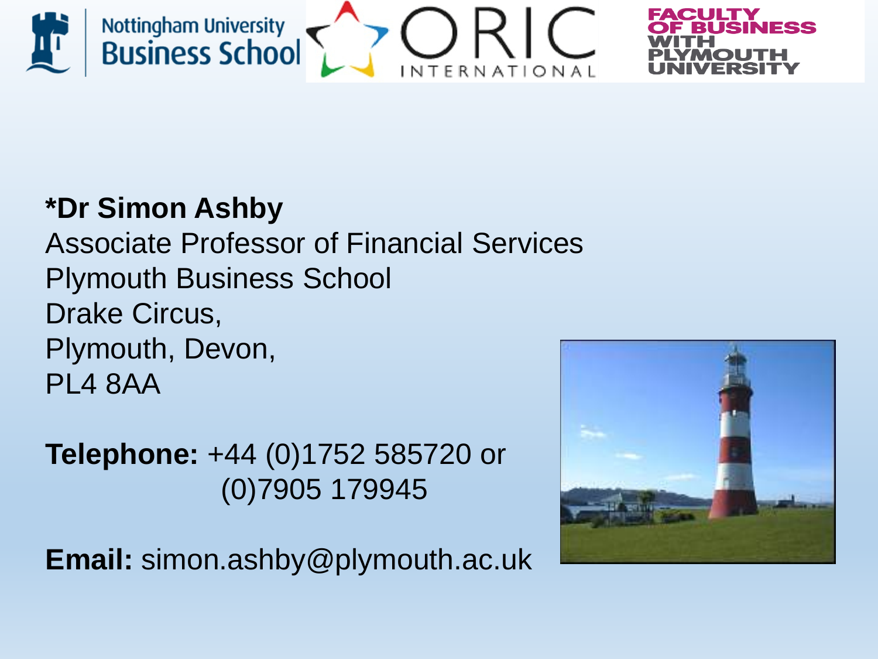**\*Dr Simon Ashby**
Associate Professor of Financial Services
Plymouth Business School
Drake Circus,
Plymouth, Devon,
PL4 8AA

**Telephone:** +44 (0)1752 585720 or
(0)7905 179945

**Email:** simon.ashby@plymouth.ac.uk